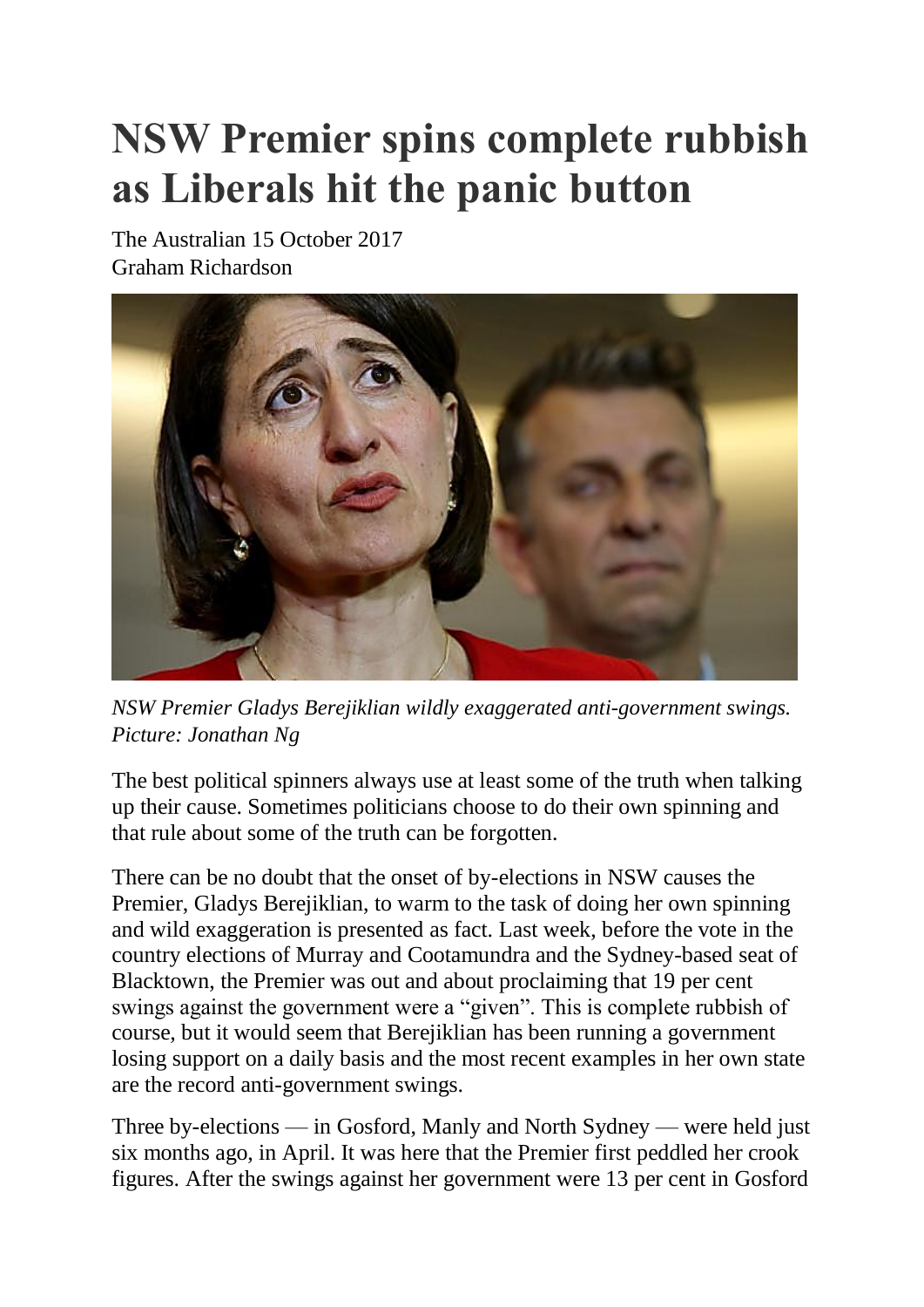# NSW Premier spins complete rubbish as Liberals hit the panic button

The Australian 15 October 2017
Graham Richardson

*NSW Premier Gladys Berejiklian wildly exaggerated anti-government swings. Picture: Jonathan Ng*

The best political spinners always use at least some of the truth when talking up their cause. Sometimes politicians choose to do their own spinning and that rule about some of the truth can be forgotten.

There can be no doubt that the onset of by-elections in NSW causes the Premier, Gladys Berejiklian, to warm to the task of doing her own spinning and wild exaggeration is presented as fact. Last week, before the vote in the country elections of Murray and Cootamundra and the Sydney-based seat of Blacktown, the Premier was out and about proclaiming that 19 per cent swings against the government were a "given". This is complete rubbish of course, but it would seem that Berejiklian has been running a government losing support on a daily basis and the most recent examples in her own state are the record anti-government swings.

Three by-elections — in Gosford, Manly and North Sydney — were held just six months ago, in April. It was here that the Premier first peddled her crook figures. After the swings against her government were 13 per cent in Gosford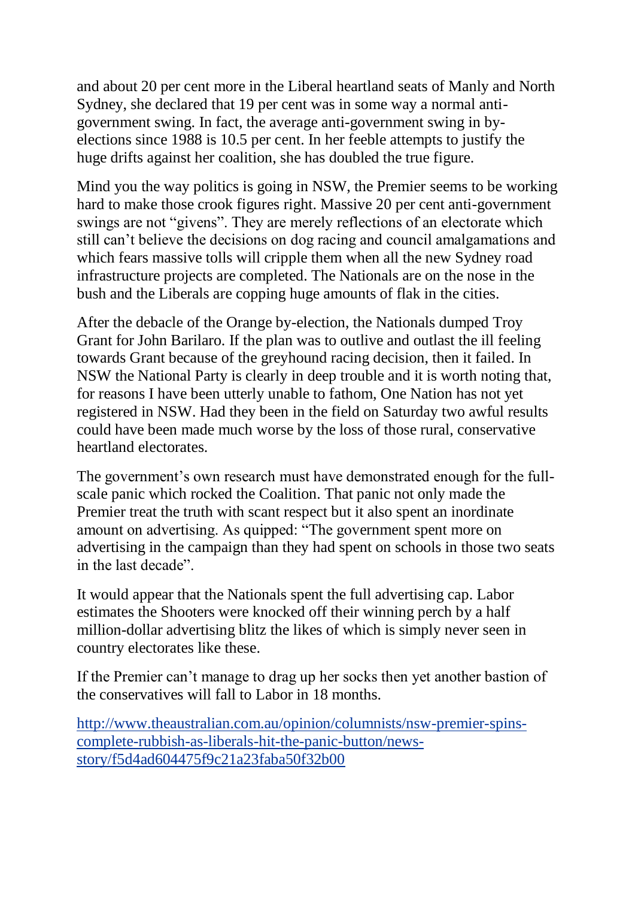and about 20 per cent more in the Liberal heartland seats of Manly and North Sydney, she declared that 19 per cent was in some way a normal anti-government swing. In fact, the average anti-government swing in by-elections since 1988 is 10.5 per cent. In her feeble attempts to justify the huge drifts against her coalition, she has doubled the true figure.

Mind you the way politics is going in NSW, the Premier seems to be working hard to make those crook figures right. Massive 20 per cent anti-government swings are not "givens". They are merely reflections of an electorate which still can't believe the decisions on dog racing and council amalgamations and which fears massive tolls will cripple them when all the new Sydney road infrastructure projects are completed. The Nationals are on the nose in the bush and the Liberals are copping huge amounts of flak in the cities.

After the debacle of the Orange by-election, the Nationals dumped Troy Grant for John Barilaro. If the plan was to outlive and outlast the ill feeling towards Grant because of the greyhound racing decision, then it failed. In NSW the National Party is clearly in deep trouble and it is worth noting that, for reasons I have been utterly unable to fathom, One Nation has not yet registered in NSW. Had they been in the field on Saturday two awful results could have been made much worse by the loss of those rural, conservative heartland electorates.

The government's own research must have demonstrated enough for the full-scale panic which rocked the Coalition. That panic not only made the Premier treat the truth with scant respect but it also spent an inordinate amount on advertising. As quipped: "The government spent more on advertising in the campaign than they had spent on schools in those two seats in the last decade".

It would appear that the Nationals spent the full advertising cap. Labor estimates the Shooters were knocked off their winning perch by a half million-dollar advertising blitz the likes of which is simply never seen in country electorates like these.

If the Premier can't manage to drag up her socks then yet another bastion of the conservatives will fall to Labor in 18 months.

[http://www.theaustralian.com.au/opinion/columnists/nsw-premier-spins-complete-rubbish-as-liberals-hit-the-panic-button/news-story/f5d4ad604475f9c21a23faba50f32b00](http://www.theaustralian.com.au/opinion/columnists/nsw-premier-spins-complete-rubbish-as-liberals-hit-the-panic-button/news-story/f5d4ad604475f9c21a23faba50f32b00)